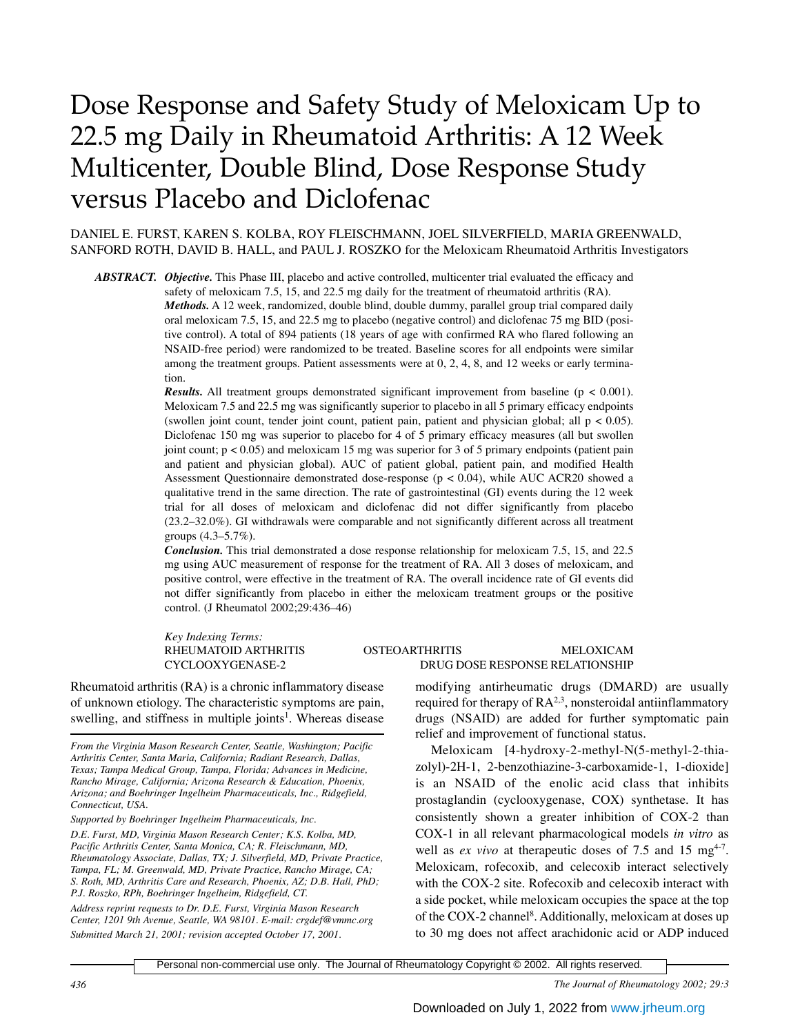# Dose Response and Safety Study of Meloxicam Up to 22.5 mg Daily in Rheumatoid Arthritis: A 12 Week Multicenter, Double Blind, Dose Response Study versus Placebo and Diclofenac

DANIEL E. FURST, KAREN S. KOLBA, ROY FLEISCHMANN, JOEL SILVERFIELD, MARIA GREENWALD, SANFORD ROTH, DAVID B. HALL, and PAUL J. ROSZKO for the Meloxicam Rheumatoid Arthritis Investigators

***ABSTRACT.*** ***Objective.*** This Phase III, placebo and active controlled, multicenter trial evaluated the efficacy and safety of meloxicam 7.5, 15, and 22.5 mg daily for the treatment of rheumatoid arthritis (RA).

***Methods.*** A 12 week, randomized, double blind, double dummy, parallel group trial compared daily oral meloxicam 7.5, 15, and 22.5 mg to placebo (negative control) and diclofenac 75 mg BID (positive control). A total of 894 patients (18 years of age with confirmed RA who flared following an NSAID-free period) were randomized to be treated. Baseline scores for all endpoints were similar among the treatment groups. Patient assessments were at 0, 2, 4, 8, and 12 weeks or early termination.

***Results.*** All treatment groups demonstrated significant improvement from baseline ($p < 0.001$). Meloxicam 7.5 and 22.5 mg was significantly superior to placebo in all 5 primary efficacy endpoints (swollen joint count, tender joint count, patient pain, patient and physician global; all $p < 0.05$). Diclofenac 150 mg was superior to placebo for 4 of 5 primary efficacy measures (all but swollen joint count; $p < 0.05$) and meloxicam 15 mg was superior for 3 of 5 primary endpoints (patient pain and patient and physician global). AUC of patient global, patient pain, and modified Health Assessment Questionnaire demonstrated dose-response ($p < 0.04$), while AUC ACR20 showed a qualitative trend in the same direction. The rate of gastrointestinal (GI) events during the 12 week trial for all doses of meloxicam and diclofenac did not differ significantly from placebo (23.2–32.0%). GI withdrawals were comparable and not significantly different across all treatment groups (4.3–5.7%).

***Conclusion.*** This trial demonstrated a dose response relationship for meloxicam 7.5, 15, and 22.5 mg using AUC measurement of response for the treatment of RA. All 3 doses of meloxicam, and positive control, were effective in the treatment of RA. The overall incidence rate of GI events did not differ significantly from placebo in either the meloxicam treatment groups or the positive control. (J Rheumatol 2002;29:436–46)

*Key Indexing Terms:*
RHEUMATOID ARTHRITIS — OSTEOARTHRITIS — MELOXICAM — CYCLOOXYGENASE-2 — DRUG DOSE RESPONSE RELATIONSHIP

Rheumatoid arthritis (RA) is a chronic inflammatory disease of unknown etiology. The characteristic symptoms are pain, swelling, and stiffness in multiple joints[1]. Whereas disease modifying antirheumatic drugs (DMARD) are usually required for therapy of RA[2,3], nonsteroidal antiinflammatory drugs (NSAID) are added for further symptomatic pain relief and improvement of functional status.

Meloxicam [4-hydroxy-2-methyl-N(5-methyl-2-thiazolyl)-2H-1, 2-benzothiazine-3-carboxamide-1, 1-dioxide] is an NSAID of the enolic acid class that inhibits prostaglandin (cyclooxygenase, COX) synthetase. It has consistently shown a greater inhibition of COX-2 than COX-1 in all relevant pharmacological models *in vitro* as well as *ex vivo* at therapeutic doses of 7.5 and 15 mg[4-7]. Meloxicam, rofecoxib, and celecoxib interact selectively with the COX-2 site. Rofecoxib and celecoxib interact with a side pocket, while meloxicam occupies the space at the top of the COX-2 channel[8]. Additionally, meloxicam at doses up to 30 mg does not affect arachidonic acid or ADP induced

*From the Virginia Mason Research Center, Seattle, Washington; Pacific Arthritis Center, Santa Maria, California; Radiant Research, Dallas, Texas; Tampa Medical Group, Tampa, Florida; Advances in Medicine, Rancho Mirage, California; Arizona Research & Education, Phoenix, Arizona; and Boehringer Ingelheim Pharmaceuticals, Inc., Ridgefield, Connecticut, USA.*

*Supported by Boehringer Ingelheim Pharmaceuticals, Inc.*

*D.E. Furst, MD, Virginia Mason Research Center; K.S. Kolba, MD, Pacific Arthritis Center, Santa Monica, CA; R. Fleischmann, MD, Rheumatology Associate, Dallas, TX; J. Silverfield, MD, Private Practice, Tampa, FL; M. Greenwald, MD, Private Practice, Rancho Mirage, CA; S. Roth, MD, Arthritis Care and Research, Phoenix, AZ; D.B. Hall, PhD; P.J. Roszko, RPh, Boehringer Ingelheim, Ridgefield, CT.*

*Address reprint requests to Dr. D.E. Furst, Virginia Mason Research Center, 1201 9th Avenue, Seattle, WA 98101. E-mail: crgdef@vmmc.org*

*Submitted March 21, 2001; revision accepted October 17, 2001.*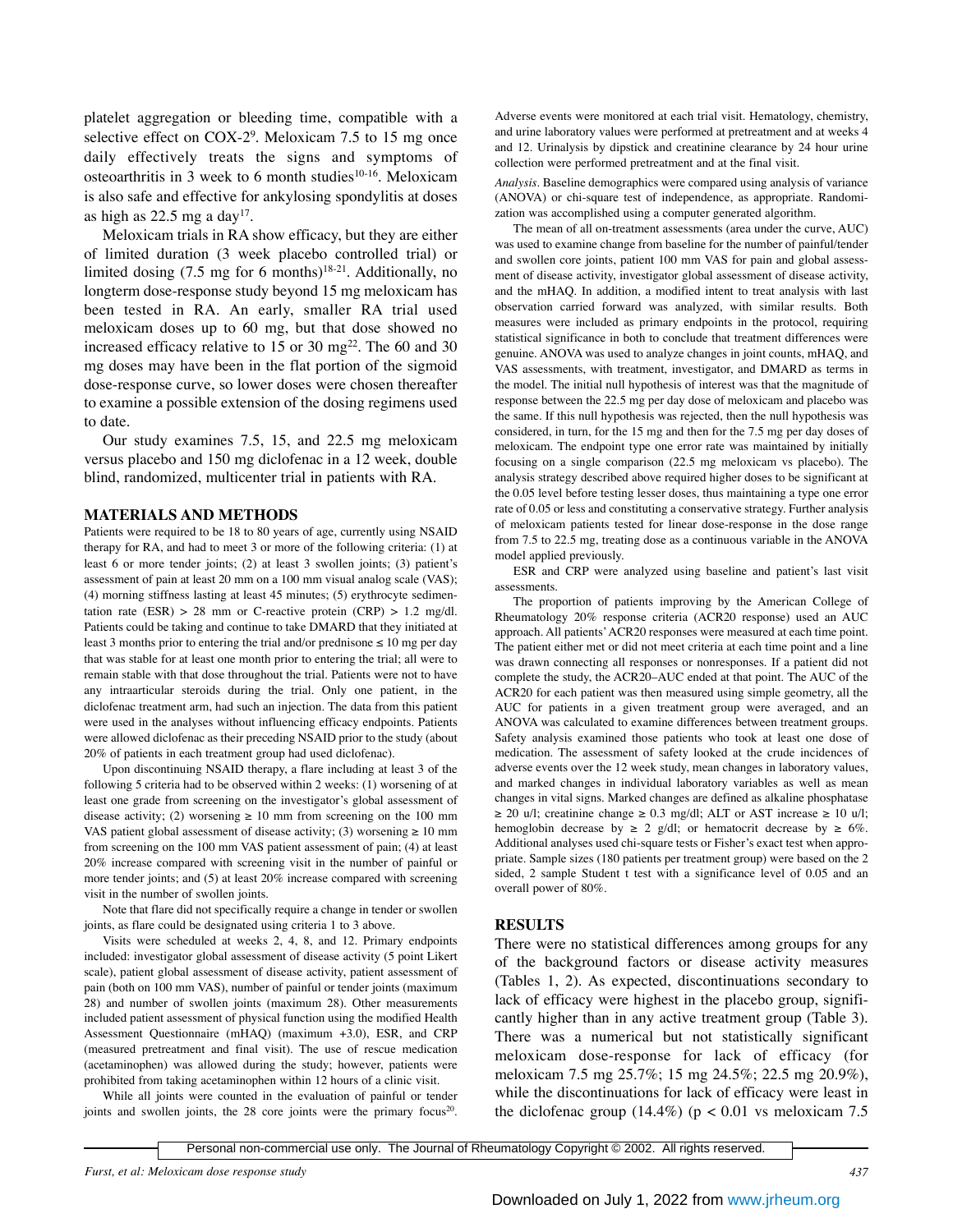platelet aggregation or bleeding time, compatible with a selective effect on COX-2[9]. Meloxicam 7.5 to 15 mg once daily effectively treats the signs and symptoms of osteoarthritis in 3 week to 6 month studies[10-16]. Meloxicam is also safe and effective for ankylosing spondylitis at doses as high as 22.5 mg a day[17].

Meloxicam trials in RA show efficacy, but they are either of limited duration (3 week placebo controlled trial) or limited dosing (7.5 mg for 6 months)[18-21]. Additionally, no longterm dose-response study beyond 15 mg meloxicam has been tested in RA. An early, smaller RA trial used meloxicam doses up to 60 mg, but that dose showed no increased efficacy relative to 15 or 30 mg[22]. The 60 and 30 mg doses may have been in the flat portion of the sigmoid dose-response curve, so lower doses were chosen thereafter to examine a possible extension of the dosing regimens used to date.

Our study examines 7.5, 15, and 22.5 mg meloxicam versus placebo and 150 mg diclofenac in a 12 week, double blind, randomized, multicenter trial in patients with RA.

## MATERIALS AND METHODS

Patients were required to be 18 to 80 years of age, currently using NSAID therapy for RA, and had to meet 3 or more of the following criteria: (1) at least 6 or more tender joints; (2) at least 3 swollen joints; (3) patient's assessment of pain at least 20 mm on a 100 mm visual analog scale (VAS); (4) morning stiffness lasting at least 45 minutes; (5) erythrocyte sedimentation rate (ESR) > 28 mm or C-reactive protein (CRP) > 1.2 mg/dl. Patients could be taking and continue to take DMARD that they initiated at least 3 months prior to entering the trial and/or prednisone ≤ 10 mg per day that was stable for at least one month prior to entering the trial; all were to remain stable with that dose throughout the trial. Patients were not to have any intraarticular steroids during the trial. Only one patient, in the diclofenac treatment arm, had such an injection. The data from this patient were used in the analyses without influencing efficacy endpoints. Patients were allowed diclofenac as their preceding NSAID prior to the study (about 20% of patients in each treatment group had used diclofenac).

Upon discontinuing NSAID therapy, a flare including at least 3 of the following 5 criteria had to be observed within 2 weeks: (1) worsening of at least one grade from screening on the investigator's global assessment of disease activity; (2) worsening ≥ 10 mm from screening on the 100 mm VAS patient global assessment of disease activity; (3) worsening ≥ 10 mm from screening on the 100 mm VAS patient assessment of pain; (4) at least 20% increase compared with screening visit in the number of painful or more tender joints; and (5) at least 20% increase compared with screening visit in the number of swollen joints.

Note that flare did not specifically require a change in tender or swollen joints, as flare could be designated using criteria 1 to 3 above.

Visits were scheduled at weeks 2, 4, 8, and 12. Primary endpoints included: investigator global assessment of disease activity (5 point Likert scale), patient global assessment of disease activity, patient assessment of pain (both on 100 mm VAS), number of painful or tender joints (maximum 28) and number of swollen joints (maximum 28). Other measurements included patient assessment of physical function using the modified Health Assessment Questionnaire (mHAQ) (maximum +3.0), ESR, and CRP (measured pretreatment and final visit). The use of rescue medication (acetaminophen) was allowed during the study; however, patients were prohibited from taking acetaminophen within 12 hours of a clinic visit.

While all joints were counted in the evaluation of painful or tender joints and swollen joints, the 28 core joints were the primary focus[20]. Adverse events were monitored at each trial visit. Hematology, chemistry, and urine laboratory values were performed at pretreatment and at weeks 4 and 12. Urinalysis by dipstick and creatinine clearance by 24 hour urine collection were performed pretreatment and at the final visit.

*Analysis*. Baseline demographics were compared using analysis of variance (ANOVA) or chi-square test of independence, as appropriate. Randomization was accomplished using a computer generated algorithm.

The mean of all on-treatment assessments (area under the curve, AUC) was used to examine change from baseline for the number of painful/tender and swollen core joints, patient 100 mm VAS for pain and global assessment of disease activity, investigator global assessment of disease activity, and the mHAQ. In addition, a modified intent to treat analysis with last observation carried forward was analyzed, with similar results. Both measures were included as primary endpoints in the protocol, requiring statistical significance in both to conclude that treatment differences were genuine. ANOVA was used to analyze changes in joint counts, mHAQ, and VAS assessments, with treatment, investigator, and DMARD as terms in the model. The initial null hypothesis of interest was that the magnitude of response between the 22.5 mg per day dose of meloxicam and placebo was the same. If this null hypothesis was rejected, then the null hypothesis was considered, in turn, for the 15 mg and then for the 7.5 mg per day doses of meloxicam. The endpoint type one error rate was maintained by initially focusing on a single comparison (22.5 mg meloxicam vs placebo). The analysis strategy described above required higher doses to be significant at the 0.05 level before testing lesser doses, thus maintaining a type one error rate of 0.05 or less and constituting a conservative strategy. Further analysis of meloxicam patients tested for linear dose-response in the dose range from 7.5 to 22.5 mg, treating dose as a continuous variable in the ANOVA model applied previously.

ESR and CRP were analyzed using baseline and patient's last visit assessments.

The proportion of patients improving by the American College of Rheumatology 20% response criteria (ACR20 response) used an AUC approach. All patients' ACR20 responses were measured at each time point. The patient either met or did not meet criteria at each time point and a line was drawn connecting all responses or nonresponses. If a patient did not complete the study, the ACR20–AUC ended at that point. The AUC of the ACR20 for each patient was then measured using simple geometry, all the AUC for patients in a given treatment group were averaged, and an ANOVA was calculated to examine differences between treatment groups. Safety analysis examined those patients who took at least one dose of medication. The assessment of safety looked at the crude incidences of adverse events over the 12 week study, mean changes in laboratory values, and marked changes in individual laboratory variables as well as mean changes in vital signs. Marked changes are defined as alkaline phosphatase ≥ 20 u/l; creatinine change ≥ 0.3 mg/dl; ALT or AST increase ≥ 10 u/l; hemoglobin decrease by ≥ 2 g/dl; or hematocrit decrease by ≥ 6%. Additional analyses used chi-square tests or Fisher's exact test when appropriate. Sample sizes (180 patients per treatment group) were based on the 2 sided, 2 sample Student t test with a significance level of 0.05 and an overall power of 80%.

## RESULTS

There were no statistical differences among groups for any of the background factors or disease activity measures (Tables 1, 2). As expected, discontinuations secondary to lack of efficacy were highest in the placebo group, significantly higher than in any active treatment group (Table 3). There was a numerical but not statistically significant meloxicam dose-response for lack of efficacy (for meloxicam 7.5 mg 25.7%; 15 mg 24.5%; 22.5 mg 20.9%), while the discontinuations for lack of efficacy were least in the diclofenac group (14.4%) ($p < 0.01$ vs meloxicam 7.5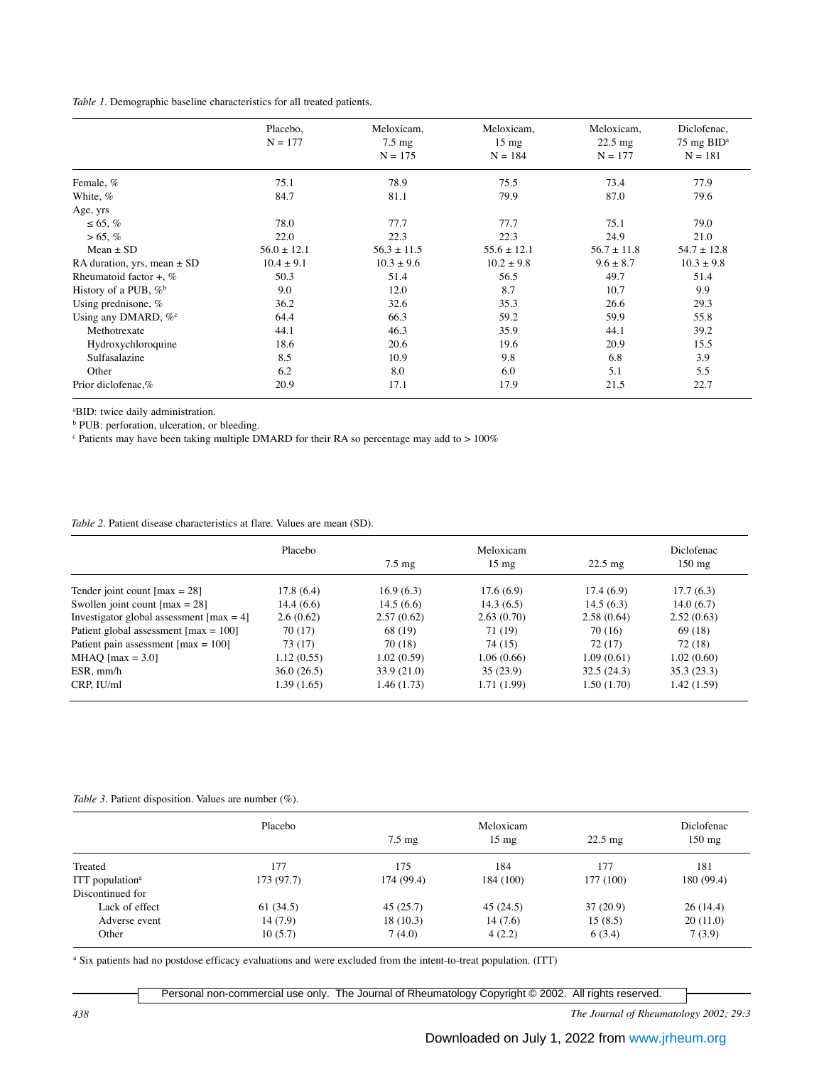*Table 1*. Demographic baseline characteristics for all treated patients.

| | Placebo, N = 177 | Meloxicam, 7.5 mg N = 175 | Meloxicam, 15 mg N = 184 | Meloxicam, 22.5 mg N = 177 | Diclofenac, 75 mg BID[a] N = 181 |
|---|---|---|---|---|---|
| Female, % | 75.1 | 78.9 | 75.5 | 73.4 | 77.9 |
| White, % | 84.7 | 81.1 | 79.9 | 87.0 | 79.6 |
| Age, yrs | | | | | |
| ≤ 65, % | 78.0 | 77.7 | 77.7 | 75.1 | 79.0 |
| > 65, % | 22.0 | 22.3 | 22.3 | 24.9 | 21.0 |
| Mean ± SD | 56.0 ± 12.1 | 56.3 ± 11.5 | 55.6 ± 12.1 | 56.7 ± 11.8 | 54.7 ± 12.8 |
| RA duration, yrs, mean ± SD | 10.4 ± 9.1 | 10.3 ± 9.6 | 10.2 ± 9.8 | 9.6 ± 8.7 | 10.3 ± 9.8 |
| Rheumatoid factor +, % | 50.3 | 51.4 | 56.5 | 49.7 | 51.4 |
| History of a PUB, %[b] | 9.0 | 12.0 | 8.7 | 10.7 | 9.9 |
| Using prednisone, % | 36.2 | 32.6 | 35.3 | 26.6 | 29.3 |
| Using any DMARD, %[c] | 64.4 | 66.3 | 59.2 | 59.9 | 55.8 |
| Methotrexate | 44.1 | 46.3 | 35.9 | 44.1 | 39.2 |
| Hydroxychloroquine | 18.6 | 20.6 | 19.6 | 20.9 | 15.5 |
| Sulfasalazine | 8.5 | 10.9 | 9.8 | 6.8 | 3.9 |
| Other | 6.2 | 8.0 | 6.0 | 5.1 | 5.5 |
| Prior diclofenac,% | 20.9 | 17.1 | 17.9 | 21.5 | 22.7 |

[a]BID: twice daily administration.
[b] PUB: perforation, ulceration, or bleeding.
[c] Patients may have been taking multiple DMARD for their RA so percentage may add to > 100%

*Table 2*. Patient disease characteristics at flare. Values are mean (SD).

| | Placebo | Meloxicam 7.5 mg | Meloxicam 15 mg | Meloxicam 22.5 mg | Diclofenac 150 mg |
|---|---|---|---|---|---|
| Tender joint count [max = 28] | 17.8 (6.4) | 16.9 (6.3) | 17.6 (6.9) | 17.4 (6.9) | 17.7 (6.3) |
| Swollen joint count [max = 28] | 14.4 (6.6) | 14.5 (6.6) | 14.3 (6.5) | 14.5 (6.3) | 14.0 (6.7) |
| Investigator global assessment [max = 4] | 2.6 (0.62) | 2.57 (0.62) | 2.63 (0.70) | 2.58 (0.64) | 2.52 (0.63) |
| Patient global assessment [max = 100] | 70 (17) | 68 (19) | 71 (19) | 70 (16) | 69 (18) |
| Patient pain assessment [max = 100] | 73 (17) | 70 (18) | 74 (15) | 72 (17) | 72 (18) |
| MHAQ [max = 3.0] | 1.12 (0.55) | 1.02 (0.59) | 1.06 (0.66) | 1.09 (0.61) | 1.02 (0.60) |
| ESR, mm/h | 36.0 (26.5) | 33.9 (21.0) | 35 (23.9) | 32.5 (24.3) | 35.3 (23.3) |
| CRP, IU/ml | 1.39 (1.65) | 1.46 (1.73) | 1.71 (1.99) | 1.50 (1.70) | 1.42 (1.59) |

*Table 3*. Patient disposition. Values are number (%).

| | Placebo | Meloxicam 7.5 mg | Meloxicam 15 mg | Meloxicam 22.5 mg | Diclofenac 150 mg |
|---|---|---|---|---|---|
| Treated | 177 | 175 | 184 | 177 | 181 |
| ITT population[a] | 173 (97.7) | 174 (99.4) | 184 (100) | 177 (100) | 180 (99.4) |
| Discontinued for | | | | | |
| Lack of effect | 61 (34.5) | 45 (25.7) | 45 (24.5) | 37 (20.9) | 26 (14.4) |
| Adverse event | 14 (7.9) | 18 (10.3) | 14 (7.6) | 15 (8.5) | 20 (11.0) |
| Other | 10 (5.7) | 7 (4.0) | 4 (2.2) | 6 (3.4) | 7 (3.9) |

[a] Six patients had no postdose efficacy evaluations and were excluded from the intent-to-treat population. (ITT)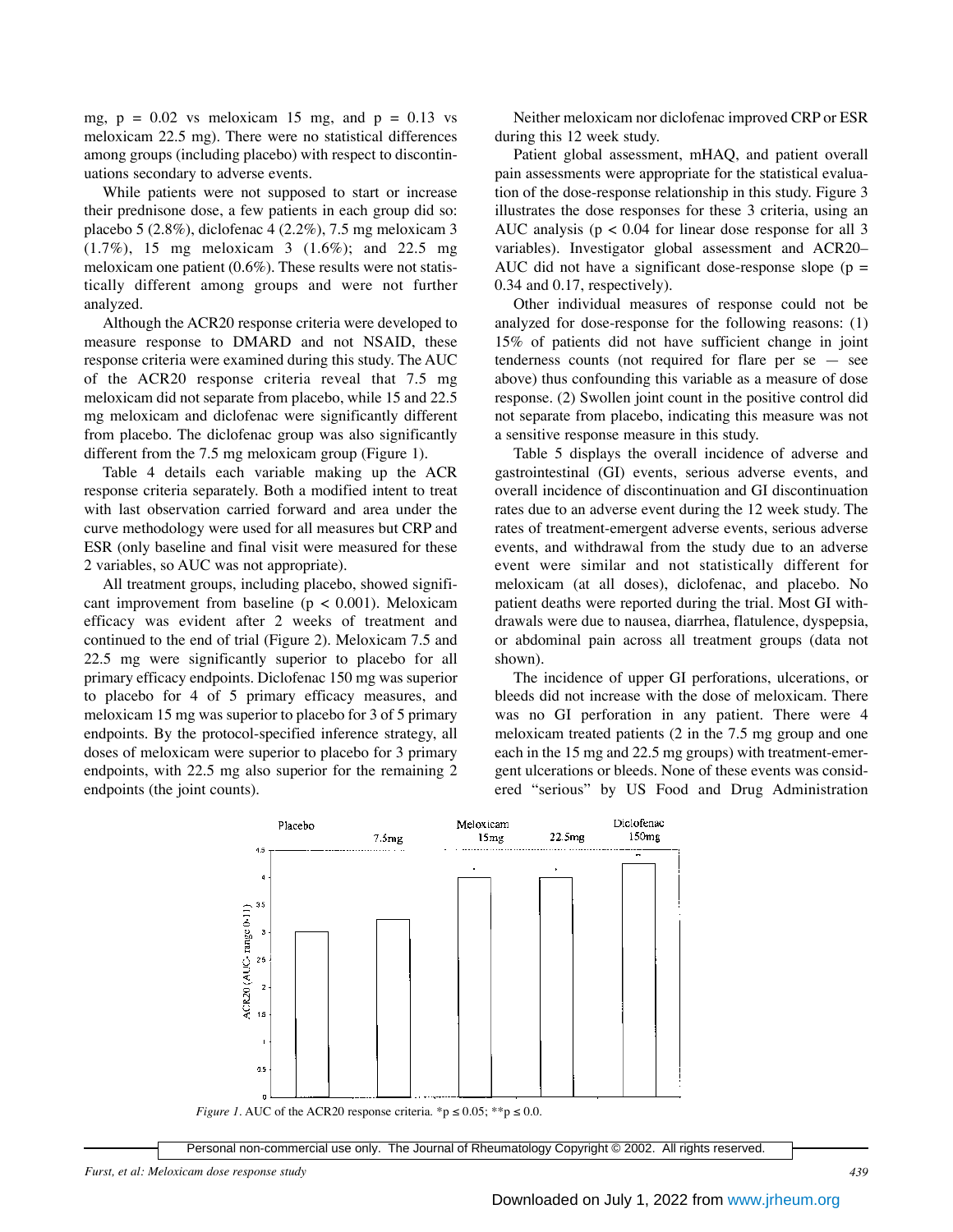mg, $p = 0.02$ vs meloxicam 15 mg, and $p = 0.13$ vs meloxicam 22.5 mg). There were no statistical differences among groups (including placebo) with respect to discontinuations secondary to adverse events.

While patients were not supposed to start or increase their prednisone dose, a few patients in each group did so: placebo 5 (2.8%), diclofenac 4 (2.2%), 7.5 mg meloxicam 3 (1.7%), 15 mg meloxicam 3 (1.6%); and 22.5 mg meloxicam one patient (0.6%). These results were not statistically different among groups and were not further analyzed.

Although the ACR20 response criteria were developed to measure response to DMARD and not NSAID, these response criteria were examined during this study. The AUC of the ACR20 response criteria reveal that 7.5 mg meloxicam did not separate from placebo, while 15 and 22.5 mg meloxicam and diclofenac were significantly different from placebo. The diclofenac group was also significantly different from the 7.5 mg meloxicam group (Figure 1).

Table 4 details each variable making up the ACR response criteria separately. Both a modified intent to treat with last observation carried forward and area under the curve methodology were used for all measures but CRP and ESR (only baseline and final visit were measured for these 2 variables, so AUC was not appropriate).

All treatment groups, including placebo, showed significant improvement from baseline ($p < 0.001$). Meloxicam efficacy was evident after 2 weeks of treatment and continued to the end of trial (Figure 2). Meloxicam 7.5 and 22.5 mg were significantly superior to placebo for all primary efficacy endpoints. Diclofenac 150 mg was superior to placebo for 4 of 5 primary efficacy measures, and meloxicam 15 mg was superior to placebo for 3 of 5 primary endpoints. By the protocol-specified inference strategy, all doses of meloxicam were superior to placebo for 3 primary endpoints, with 22.5 mg also superior for the remaining 2 endpoints (the joint counts).

Neither meloxicam nor diclofenac improved CRP or ESR during this 12 week study.

Patient global assessment, mHAQ, and patient overall pain assessments were appropriate for the statistical evaluation of the dose-response relationship in this study. Figure 3 illustrates the dose responses for these 3 criteria, using an AUC analysis ($p < 0.04$ for linear dose response for all 3 variables). Investigator global assessment and ACR20–AUC did not have a significant dose-response slope ($p = 0.34$ and 0.17, respectively).

Other individual measures of response could not be analyzed for dose-response for the following reasons: (1) 15% of patients did not have sufficient change in joint tenderness counts (not required for flare per se — see above) thus confounding this variable as a measure of dose response. (2) Swollen joint count in the positive control did not separate from placebo, indicating this measure was not a sensitive response measure in this study.

Table 5 displays the overall incidence of adverse and gastrointestinal (GI) events, serious adverse events, and overall incidence of discontinuation and GI discontinuation rates due to an adverse event during the 12 week study. The rates of treatment-emergent adverse events, serious adverse events, and withdrawal from the study due to an adverse event were similar and not statistically different for meloxicam (at all doses), diclofenac, and placebo. No patient deaths were reported during the trial. Most GI withdrawals were due to nausea, diarrhea, flatulence, dyspepsia, or abdominal pain across all treatment groups (data not shown).

The incidence of upper GI perforations, ulcerations, or bleeds did not increase with the dose of meloxicam. There was no GI perforation in any patient. There were 4 meloxicam treated patients (2 in the 7.5 mg group and one each in the 15 mg and 22.5 mg groups) with treatment-emergent ulcerations or bleeds. None of these events was considered "serious" by US Food and Drug Administration

*Figure 1*. AUC of the ACR20 response criteria. *p ≤ 0.05; **p ≤ 0.0.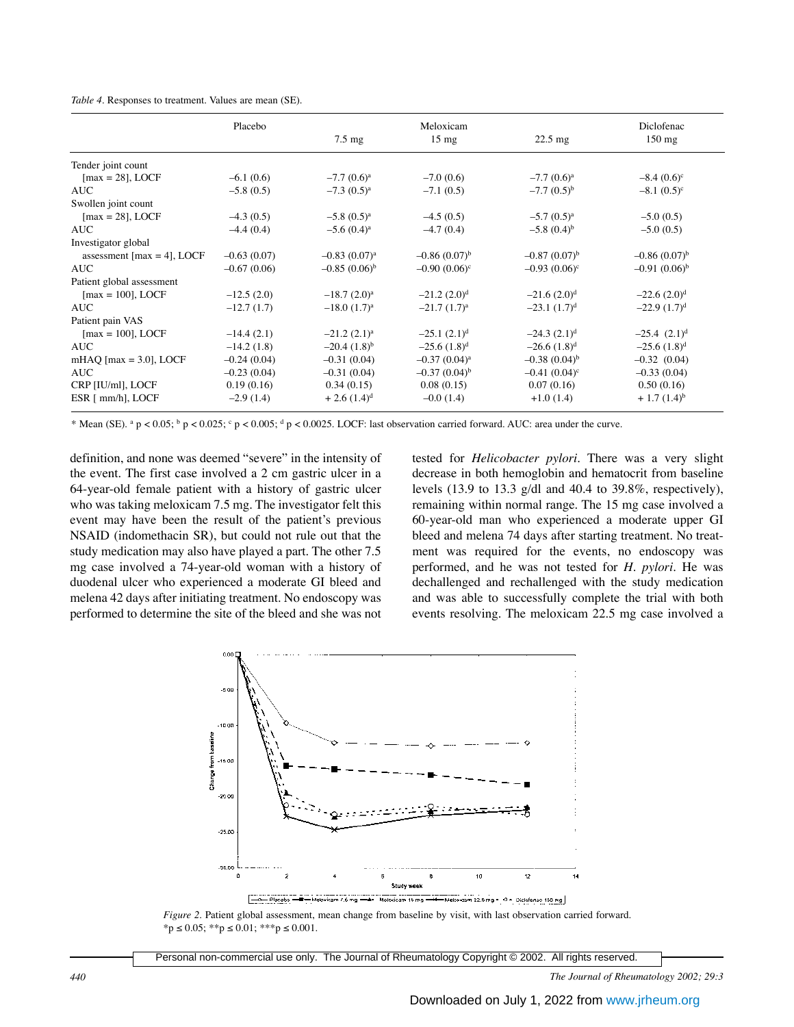*Table 4*. Responses to treatment. Values are mean (SE).

| | Placebo | Meloxicam 7.5 mg | Meloxicam 15 mg | Meloxicam 22.5 mg | Diclofenac 150 mg |
|---|---|---|---|---|---|
| Tender joint count | | | | | |
| [max = 28], LOCF | –6.1 (0.6) | –7.7 (0.6)[a] | –7.0 (0.6) | –7.7 (0.6)[a] | –8.4 (0.6)[c] |
| AUC | –5.8 (0.5) | –7.3 (0.5)[a] | –7.1 (0.5) | –7.7 (0.5)[b] | –8.1 (0.5)[c] |
| Swollen joint count | | | | | |
| [max = 28], LOCF | –4.3 (0.5) | –5.8 (0.5)[a] | –4.5 (0.5) | –5.7 (0.5)[a] | –5.0 (0.5) |
| AUC | –4.4 (0.4) | –5.6 (0.4)[a] | –4.7 (0.4) | –5.8 (0.4)[b] | –5.0 (0.5) |
| Investigator global | | | | | |
| assessment [max = 4], LOCF | –0.63 (0.07) | –0.83 (0.07)[a] | –0.86 (0.07)[b] | –0.87 (0.07)[b] | –0.86 (0.07)[b] |
| AUC | –0.67 (0.06) | –0.85 (0.06)[b] | –0.90 (0.06)[c] | –0.93 (0.06)[c] | –0.91 (0.06)[b] |
| Patient global assessment | | | | | |
| [max = 100], LOCF | –12.5 (2.0) | –18.7 (2.0)[a] | –21.2 (2.0)[d] | –21.6 (2.0)[d] | –22.6 (2.0)[d] |
| AUC | –12.7 (1.7) | –18.0 (1.7)[a] | –21.7 (1.7)[a] | –23.1 (1.7)[d] | –22.9 (1.7)[d] |
| Patient pain VAS | | | | | |
| [max = 100], LOCF | –14.4 (2.1) | –21.2 (2.1)[a] | –25.1 (2.1)[d] | –24.3 (2.1)[d] | –25.4 (2.1)[d] |
| AUC | –14.2 (1.8) | –20.4 (1.8)[b] | –25.6 (1.8)[d] | –26.6 (1.8)[d] | –25.6 (1.8)[d] |
| mHAQ [max = 3.0], LOCF | –0.24 (0.04) | –0.31 (0.04) | –0.37 (0.04)[a] | –0.38 (0.04)[b] | –0.32 (0.04) |
| AUC | –0.23 (0.04) | –0.31 (0.04) | –0.37 (0.04)[b] | –0.41 (0.04)[c] | –0.33 (0.04) |
| CRP [IU/ml], LOCF | 0.19 (0.16) | 0.34 (0.15) | 0.08 (0.15) | 0.07 (0.16) | 0.50 (0.16) |
| ESR [ mm/h], LOCF | –2.9 (1.4) | + 2.6 (1.4)[d] | –0.0 (1.4) | +1.0 (1.4) | + 1.7 (1.4)[b] |

\* Mean (SE). [a] $p < 0.05$; [b] $p < 0.025$; [c] $p < 0.005$; [d] $p < 0.0025$. LOCF: last observation carried forward. AUC: area under the curve.

definition, and none was deemed "severe" in the intensity of the event. The first case involved a 2 cm gastric ulcer in a 64-year-old female patient with a history of gastric ulcer who was taking meloxicam 7.5 mg. The investigator felt this event may have been the result of the patient's previous NSAID (indomethacin SR), but could not rule out that the study medication may also have played a part. The other 7.5 mg case involved a 74-year-old woman with a history of duodenal ulcer who experienced a moderate GI bleed and melena 42 days after initiating treatment. No endoscopy was performed to determine the site of the bleed and she was not tested for *Helicobacter pylori*. There was a very slight decrease in both hemoglobin and hematocrit from baseline levels (13.9 to 13.3 g/dl and 40.4 to 39.8%, respectively), remaining within normal range. The 15 mg case involved a 60-year-old man who experienced a moderate upper GI bleed and melena 74 days after starting treatment. No treatment was required for the events, no endoscopy was performed, and he was not tested for *H. pylori*. He was dechallenged and rechallenged with the study medication and was able to successfully complete the trial with both events resolving. The meloxicam 22.5 mg case involved a

*Figure 2*. Patient global assessment, mean change from baseline by visit, with last observation carried forward. *p ≤ 0.05; **p ≤ 0.01; ***p ≤ 0.001.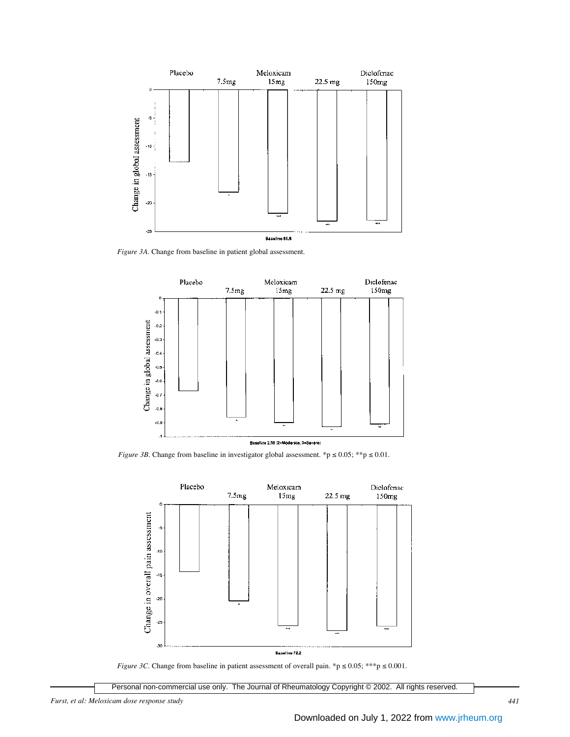Figure 3A. Change from baseline in patient global assessment.

Figure 3B. Change from baseline in investigator global assessment. *p ≤ 0.05; **p ≤ 0.01.

Figure 3C. Change from baseline in patient assessment of overall pain. *p ≤ 0.05; ***p ≤ 0.001.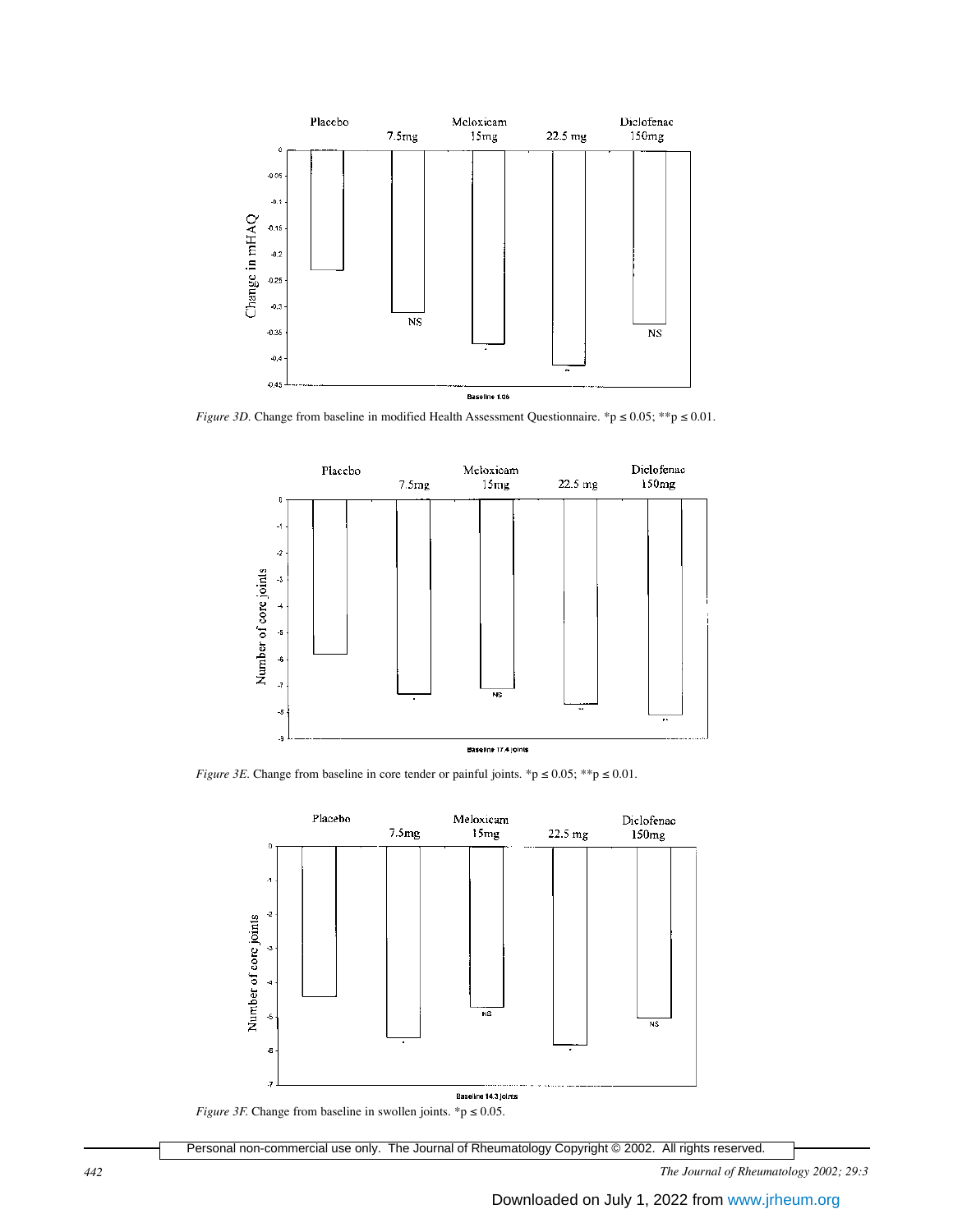*Figure 3D*. Change from baseline in modified Health Assessment Questionnaire. *p ≤ 0.05; **p ≤ 0.01.

*Figure 3E*. Change from baseline in core tender or painful joints. *p ≤ 0.05; **p ≤ 0.01.

*Figure 3F*. Change from baseline in swollen joints. *p ≤ 0.05.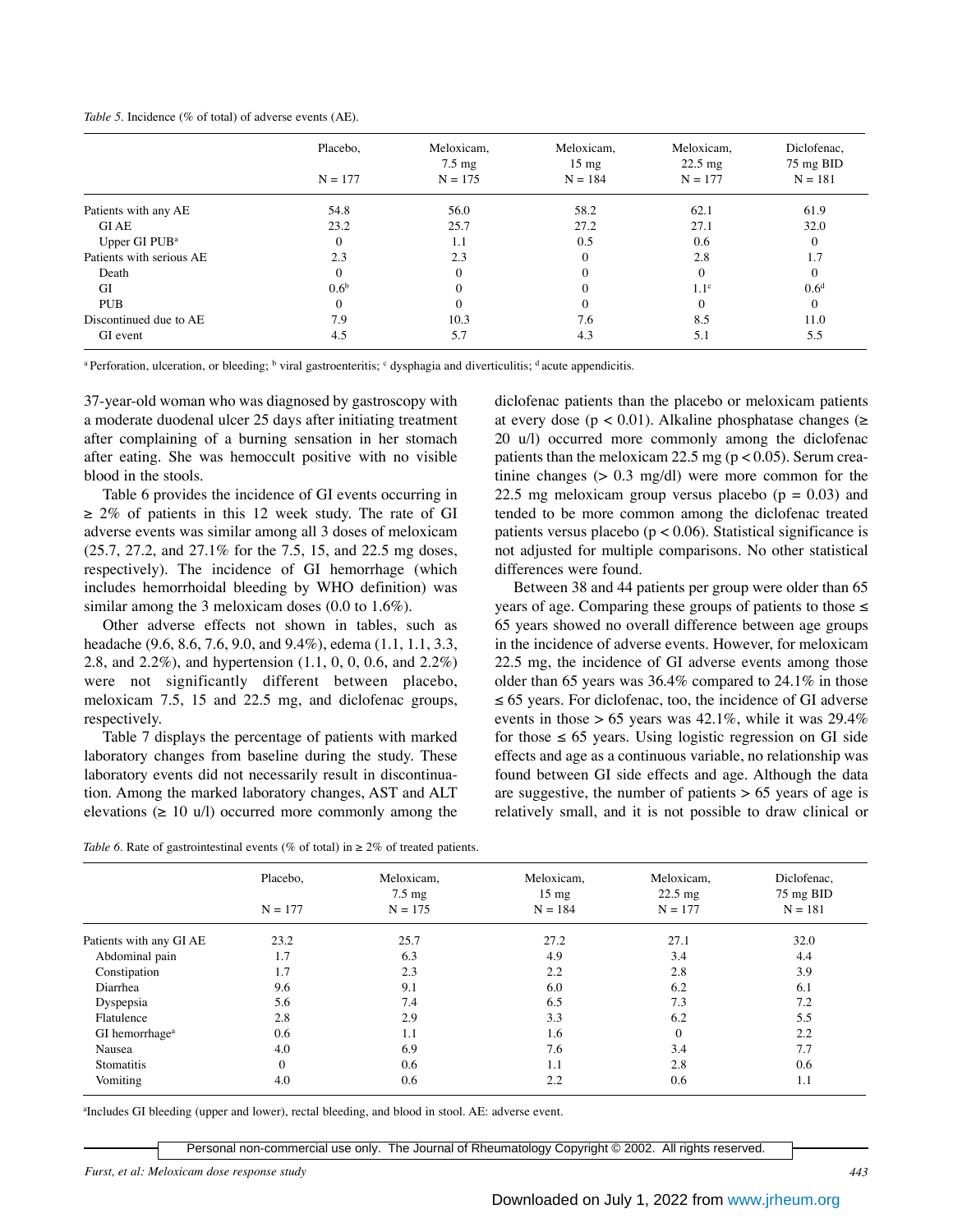*Table 5.* Incidence (% of total) of adverse events (AE).

| | Placebo, N = 177 | Meloxicam, 7.5 mg N = 175 | Meloxicam, 15 mg N = 184 | Meloxicam, 22.5 mg N = 177 | Diclofenac, 75 mg BID N = 181 |
|---|---|---|---|---|---|
| Patients with any AE | 54.8 | 56.0 | 58.2 | 62.1 | 61.9 |
| GI AE | 23.2 | 25.7 | 27.2 | 27.1 | 32.0 |
| Upper GI PUB[a] | 0 | 1.1 | 0.5 | 0.6 | 0 |
| Patients with serious AE | 2.3 | 2.3 | 0 | 2.8 | 1.7 |
| Death | 0 | 0 | 0 | 0 | 0 |
| GI | 0.6[b] | 0 | 0 | 1.1[c] | 0.6[d] |
| PUB | 0 | 0 | 0 | 0 | 0 |
| Discontinued due to AE | 7.9 | 10.3 | 7.6 | 8.5 | 11.0 |
| GI event | 4.5 | 5.7 | 4.3 | 5.1 | 5.5 |

[a] Perforation, ulceration, or bleeding; [b] viral gastroenteritis; [c] dysphagia and diverticulitis; [d] acute appendicitis.

37-year-old woman who was diagnosed by gastroscopy with a moderate duodenal ulcer 25 days after initiating treatment after complaining of a burning sensation in her stomach after eating. She was hemoccult positive with no visible blood in the stools.

Table 6 provides the incidence of GI events occurring in ≥ 2% of patients in this 12 week study. The rate of GI adverse events was similar among all 3 doses of meloxicam (25.7, 27.2, and 27.1% for the 7.5, 15, and 22.5 mg doses, respectively). The incidence of GI hemorrhage (which includes hemorrhoidal bleeding by WHO definition) was similar among the 3 meloxicam doses (0.0 to 1.6%).

Other adverse effects not shown in tables, such as headache (9.6, 8.6, 7.6, 9.0, and 9.4%), edema (1.1, 1.1, 3.3, 2.8, and 2.2%), and hypertension (1.1, 0, 0, 0.6, and 2.2%) were not significantly different between placebo, meloxicam 7.5, 15 and 22.5 mg, and diclofenac groups, respectively.

Table 7 displays the percentage of patients with marked laboratory changes from baseline during the study. These laboratory events did not necessarily result in discontinuation. Among the marked laboratory changes, AST and ALT elevations (≥ 10 u/l) occurred more commonly among the diclofenac patients than the placebo or meloxicam patients at every dose ($p < 0.01$). Alkaline phosphatase changes (≥ 20 u/l) occurred more commonly among the diclofenac patients than the meloxicam 22.5 mg ($p < 0.05$). Serum creatinine changes (> 0.3 mg/dl) were more common for the 22.5 mg meloxicam group versus placebo ($p = 0.03$) and tended to be more common among the diclofenac treated patients versus placebo ($p < 0.06$). Statistical significance is not adjusted for multiple comparisons. No other statistical differences were found.

Between 38 and 44 patients per group were older than 65 years of age. Comparing these groups of patients to those ≤ 65 years showed no overall difference between age groups in the incidence of adverse events. However, for meloxicam 22.5 mg, the incidence of GI adverse events among those older than 65 years was 36.4% compared to 24.1% in those ≤ 65 years. For diclofenac, too, the incidence of GI adverse events in those > 65 years was 42.1%, while it was 29.4% for those ≤ 65 years. Using logistic regression on GI side effects and age as a continuous variable, no relationship was found between GI side effects and age. Although the data are suggestive, the number of patients > 65 years of age is relatively small, and it is not possible to draw clinical or

*Table 6.* Rate of gastrointestinal events (% of total) in ≥ 2% of treated patients.

| | Placebo, N = 177 | Meloxicam, 7.5 mg N = 175 | Meloxicam, 15 mg N = 184 | Meloxicam, 22.5 mg N = 177 | Diclofenac, 75 mg BID N = 181 |
|---|---|---|---|---|---|
| Patients with any GI AE | 23.2 | 25.7 | 27.2 | 27.1 | 32.0 |
| Abdominal pain | 1.7 | 6.3 | 4.9 | 3.4 | 4.4 |
| Constipation | 1.7 | 2.3 | 2.2 | 2.8 | 3.9 |
| Diarrhea | 9.6 | 9.1 | 6.0 | 6.2 | 6.1 |
| Dyspepsia | 5.6 | 7.4 | 6.5 | 7.3 | 7.2 |
| Flatulence | 2.8 | 2.9 | 3.3 | 6.2 | 5.5 |
| GI hemorrhage[a] | 0.6 | 1.1 | 1.6 | 0 | 2.2 |
| Nausea | 4.0 | 6.9 | 7.6 | 3.4 | 7.7 |
| Stomatitis | 0 | 0.6 | 1.1 | 2.8 | 0.6 |
| Vomiting | 4.0 | 0.6 | 2.2 | 0.6 | 1.1 |

[a] Includes GI bleeding (upper and lower), rectal bleeding, and blood in stool. AE: adverse event.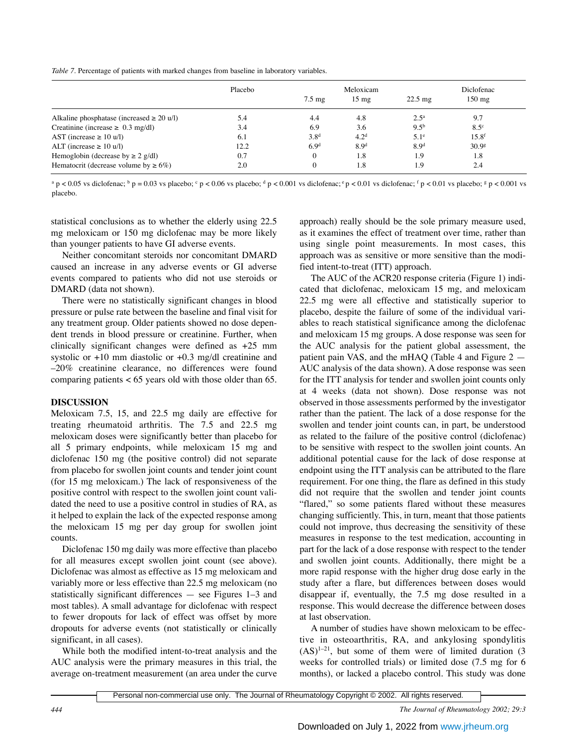*Table 7*. Percentage of patients with marked changes from baseline in laboratory variables.

| | Placebo | Meloxicam 7.5 mg | Meloxicam 15 mg | Meloxicam 22.5 mg | Diclofenac 150 mg |
|---|---|---|---|---|---|
| Alkaline phosphatase (increased ≥ 20 u/l) | 5.4 | 4.4 | 4.8 | 2.5[a] | 9.7 |
| Creatinine (increase ≥ 0.3 mg/dl) | 3.4 | 6.9 | 3.6 | 9.5[b] | 8.5[c] |
| AST (increase ≥ 10 u/l) | 6.1 | 3.8[d] | 4.2[d] | 5.1[e] | 15.8[f] |
| ALT (increase ≥ 10 u/l) | 12.2 | 6.9[d] | 8.9[d] | 8.9[d] | 30.9[g] |
| Hemoglobin (decrease by ≥ 2 g/dl) | 0.7 | 0 | 1.8 | 1.9 | 1.8 |
| Hematocrit (decrease volume by ≥ 6%) | 2.0 | 0 | 1.8 | 1.9 | 2.4 |

[a] $p < 0.05$ vs diclofenac; [b] $p = 0.03$ vs placebo; [c] $p < 0.06$ vs placebo; [d] $p < 0.001$ vs diclofenac; [e] $p < 0.01$ vs diclofenac; [f] $p < 0.01$ vs placebo; [g] $p < 0.001$ vs placebo.

statistical conclusions as to whether the elderly using 22.5 mg meloxicam or 150 mg diclofenac may be more likely than younger patients to have GI adverse events.

Neither concomitant steroids nor concomitant DMARD caused an increase in any adverse events or GI adverse events compared to patients who did not use steroids or DMARD (data not shown).

There were no statistically significant changes in blood pressure or pulse rate between the baseline and final visit for any treatment group. Older patients showed no dose dependent trends in blood pressure or creatinine. Further, when clinically significant changes were defined as +25 mm systolic or +10 mm diastolic or +0.3 mg/dl creatinine and –20% creatinine clearance, no differences were found comparing patients < 65 years old with those older than 65.

## DISCUSSION

Meloxicam 7.5, 15, and 22.5 mg daily are effective for treating rheumatoid arthritis. The 7.5 and 22.5 mg meloxicam doses were significantly better than placebo for all 5 primary endpoints, while meloxicam 15 mg and diclofenac 150 mg (the positive control) did not separate from placebo for swollen joint counts and tender joint count (for 15 mg meloxicam.) The lack of responsiveness of the positive control with respect to the swollen joint count validated the need to use a positive control in studies of RA, as it helped to explain the lack of the expected response among the meloxicam 15 mg per day group for swollen joint counts.

Diclofenac 150 mg daily was more effective than placebo for all measures except swollen joint count (see above). Diclofenac was almost as effective as 15 mg meloxicam and variably more or less effective than 22.5 mg meloxicam (no statistically significant differences — see Figures 1–3 and most tables). A small advantage for diclofenac with respect to fewer dropouts for lack of effect was offset by more dropouts for adverse events (not statistically or clinically significant, in all cases).

While both the modified intent-to-treat analysis and the AUC analysis were the primary measures in this trial, the average on-treatment measurement (an area under the curve approach) really should be the sole primary measure used, as it examines the effect of treatment over time, rather than using single point measurements. In most cases, this approach was as sensitive or more sensitive than the modified intent-to-treat (ITT) approach.

The AUC of the ACR20 response criteria (Figure 1) indicated that diclofenac, meloxicam 15 mg, and meloxicam 22.5 mg were all effective and statistically superior to placebo, despite the failure of some of the individual variables to reach statistical significance among the diclofenac and meloxicam 15 mg groups. A dose response was seen for the AUC analysis for the patient global assessment, the patient pain VAS, and the mHAQ (Table 4 and Figure 2 — AUC analysis of the data shown). A dose response was seen for the ITT analysis for tender and swollen joint counts only at 4 weeks (data not shown). Dose response was not observed in those assessments performed by the investigator rather than the patient. The lack of a dose response for the swollen and tender joint counts can, in part, be understood as related to the failure of the positive control (diclofenac) to be sensitive with respect to the swollen joint counts. An additional potential cause for the lack of dose response at endpoint using the ITT analysis can be attributed to the flare requirement. For one thing, the flare as defined in this study did not require that the swollen and tender joint counts "flared," so some patients flared without these measures changing sufficiently. This, in turn, meant that those patients could not improve, thus decreasing the sensitivity of these measures in response to the test medication, accounting in part for the lack of a dose response with respect to the tender and swollen joint counts. Additionally, there might be a more rapid response with the higher drug dose early in the study after a flare, but differences between doses would disappear if, eventually, the 7.5 mg dose resulted in a response. This would decrease the difference between doses at last observation.

A number of studies have shown meloxicam to be effective in osteoarthritis, RA, and ankylosing spondylitis (AS)[1–21], but some of them were of limited duration (3 weeks for controlled trials) or limited dose (7.5 mg for 6 months), or lacked a placebo control. This study was done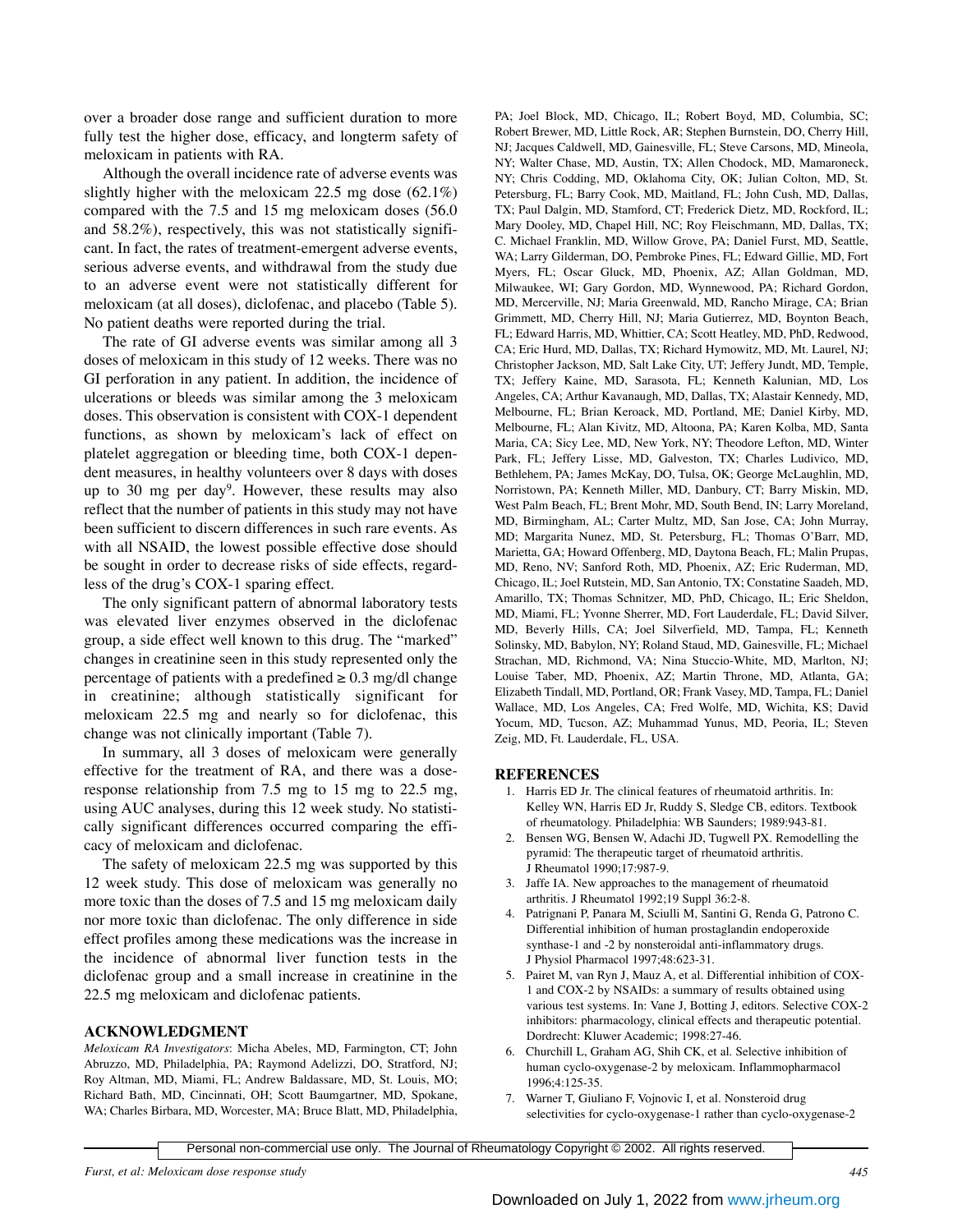over a broader dose range and sufficient duration to more fully test the higher dose, efficacy, and longterm safety of meloxicam in patients with RA.

Although the overall incidence rate of adverse events was slightly higher with the meloxicam 22.5 mg dose (62.1%) compared with the 7.5 and 15 mg meloxicam doses (56.0 and 58.2%), respectively, this was not statistically significant. In fact, the rates of treatment-emergent adverse events, serious adverse events, and withdrawal from the study due to an adverse event were not statistically different for meloxicam (at all doses), diclofenac, and placebo (Table 5). No patient deaths were reported during the trial.

The rate of GI adverse events was similar among all 3 doses of meloxicam in this study of 12 weeks. There was no GI perforation in any patient. In addition, the incidence of ulcerations or bleeds was similar among the 3 meloxicam doses. This observation is consistent with COX-1 dependent functions, as shown by meloxicam's lack of effect on platelet aggregation or bleeding time, both COX-1 dependent measures, in healthy volunteers over 8 days with doses up to 30 mg per day[9]. However, these results may also reflect that the number of patients in this study may not have been sufficient to discern differences in such rare events. As with all NSAID, the lowest possible effective dose should be sought in order to decrease risks of side effects, regardless of the drug's COX-1 sparing effect.

The only significant pattern of abnormal laboratory tests was elevated liver enzymes observed in the diclofenac group, a side effect well known to this drug. The "marked" changes in creatinine seen in this study represented only the percentage of patients with a predefined ≥ 0.3 mg/dl change in creatinine; although statistically significant for meloxicam 22.5 mg and nearly so for diclofenac, this change was not clinically important (Table 7).

In summary, all 3 doses of meloxicam were generally effective for the treatment of RA, and there was a dose-response relationship from 7.5 mg to 15 mg to 22.5 mg, using AUC analyses, during this 12 week study. No statistically significant differences occurred comparing the efficacy of meloxicam and diclofenac.

The safety of meloxicam 22.5 mg was supported by this 12 week study. This dose of meloxicam was generally no more toxic than the doses of 7.5 and 15 mg meloxicam daily nor more toxic than diclofenac. The only difference in side effect profiles among these medications was the increase in the incidence of abnormal liver function tests in the diclofenac group and a small increase in creatinine in the 22.5 mg meloxicam and diclofenac patients.

## ACKNOWLEDGMENT

*Meloxicam RA Investigators*: Micha Abeles, MD, Farmington, CT; John Abruzzo, MD, Philadelphia, PA; Raymond Adelizzi, DO, Stratford, NJ; Roy Altman, MD, Miami, FL; Andrew Baldassare, MD, St. Louis, MO; Richard Bath, MD, Cincinnati, OH; Scott Baumgartner, MD, Spokane, WA; Charles Birbara, MD, Worcester, MA; Bruce Blatt, MD, Philadelphia, PA; Joel Block, MD, Chicago, IL; Robert Boyd, MD, Columbia, SC; Robert Brewer, MD, Little Rock, AR; Stephen Burnstein, DO, Cherry Hill, NJ; Jacques Caldwell, MD, Gainesville, FL; Steve Carsons, MD, Mineola, NY; Walter Chase, MD, Austin, TX; Allen Chodock, MD, Mamaroneck, NY; Chris Codding, MD, Oklahoma City, OK; Julian Colton, MD, St. Petersburg, FL; Barry Cook, MD, Maitland, FL; John Cush, MD, Dallas, TX; Paul Dalgin, MD, Stamford, CT; Frederick Dietz, MD, Rockford, IL; Mary Dooley, MD, Chapel Hill, NC; Roy Fleischmann, MD, Dallas, TX; C. Michael Franklin, MD, Willow Grove, PA; Daniel Furst, MD, Seattle, WA; Larry Gilderman, DO, Pembroke Pines, FL; Edward Gillie, MD, Fort Myers, FL; Oscar Gluck, MD, Phoenix, AZ; Allan Goldman, MD, Milwaukee, WI; Gary Gordon, MD, Wynnewood, PA; Richard Gordon, MD, Mercerville, NJ; Maria Greenwald, MD, Rancho Mirage, CA; Brian Grimmett, MD, Cherry Hill, NJ; Maria Gutierrez, MD, Boynton Beach, FL; Edward Harris, MD, Whittier, CA; Scott Heatley, MD, PhD, Redwood, CA; Eric Hurd, MD, Dallas, TX; Richard Hymowitz, MD, Mt. Laurel, NJ; Christopher Jackson, MD, Salt Lake City, UT; Jeffery Jundt, MD, Temple, TX; Jeffery Kaine, MD, Sarasota, FL; Kenneth Kalunian, MD, Los Angeles, CA; Arthur Kavanaugh, MD, Dallas, TX; Alastair Kennedy, MD, Melbourne, FL; Brian Keroack, MD, Portland, ME; Daniel Kirby, MD, Melbourne, FL; Alan Kivitz, MD, Altoona, PA; Karen Kolba, MD, Santa Maria, CA; Sicy Lee, MD, New York, NY; Theodore Lefton, MD, Winter Park, FL; Jeffery Lisse, MD, Galveston, TX; Charles Ludivico, MD, Bethlehem, PA; James McKay, DO, Tulsa, OK; George McLaughlin, MD, Norristown, PA; Kenneth Miller, MD, Danbury, CT; Barry Miskin, MD, West Palm Beach, FL; Brent Mohr, MD, South Bend, IN; Larry Moreland, MD, Birmingham, AL; Carter Multz, MD, San Jose, CA; John Murray, MD; Margarita Nunez, MD, St. Petersburg, FL; Thomas O'Barr, MD, Marietta, GA; Howard Offenberg, MD, Daytona Beach, FL; Malin Prupas, MD, Reno, NV; Sanford Roth, MD, Phoenix, AZ; Eric Ruderman, MD, Chicago, IL; Joel Rutstein, MD, San Antonio, TX; Constatine Saadeh, MD, Amarillo, TX; Thomas Schnitzer, MD, PhD, Chicago, IL; Eric Sheldon, MD, Miami, FL; Yvonne Sherrer, MD, Fort Lauderdale, FL; David Silver, MD, Beverly Hills, CA; Joel Silverfield, MD, Tampa, FL; Kenneth Solinsky, MD, Babylon, NY; Roland Staud, MD, Gainesville, FL; Michael Strachan, MD, Richmond, VA; Nina Stuccio-White, MD, Marlton, NJ; Louise Taber, MD, Phoenix, AZ; Martin Throne, MD, Atlanta, GA; Elizabeth Tindall, MD, Portland, OR; Frank Vasey, MD, Tampa, FL; Daniel Wallace, MD, Los Angeles, CA; Fred Wolfe, MD, Wichita, KS; David Yocum, MD, Tucson, AZ; Muhammad Yunus, MD, Peoria, IL; Steven Zeig, MD, Ft. Lauderdale, FL, USA.

## REFERENCES

1. Harris ED Jr. The clinical features of rheumatoid arthritis. In: Kelley WN, Harris ED Jr, Ruddy S, Sledge CB, editors. Textbook of rheumatology. Philadelphia: WB Saunders; 1989:943-81.
2. Bensen WG, Bensen W, Adachi JD, Tugwell PX. Remodelling the pyramid: The therapeutic target of rheumatoid arthritis. J Rheumatol 1990;17:987-9.
3. Jaffe IA. New approaches to the management of rheumatoid arthritis. J Rheumatol 1992;19 Suppl 36:2-8.
4. Patrignani P, Panara M, Sciulli M, Santini G, Renda G, Patrono C. Differential inhibition of human prostaglandin endoperoxide synthase-1 and -2 by nonsteroidal anti-inflammatory drugs. J Physiol Pharmacol 1997;48:623-31.
5. Pairet M, van Ryn J, Mauz A, et al. Differential inhibition of COX-1 and COX-2 by NSAIDs: a summary of results obtained using various test systems. In: Vane J, Botting J, editors. Selective COX-2 inhibitors: pharmacology, clinical effects and therapeutic potential. Dordrecht: Kluwer Academic; 1998:27-46.
6. Churchill L, Graham AG, Shih CK, et al. Selective inhibition of human cyclo-oxygenase-2 by meloxicam. Inflammopharmacol 1996;4:125-35.
7. Warner T, Giuliano F, Vojnovic I, et al. Nonsteroid drug selectivities for cyclo-oxygenase-1 rather than cyclo-oxygenase-2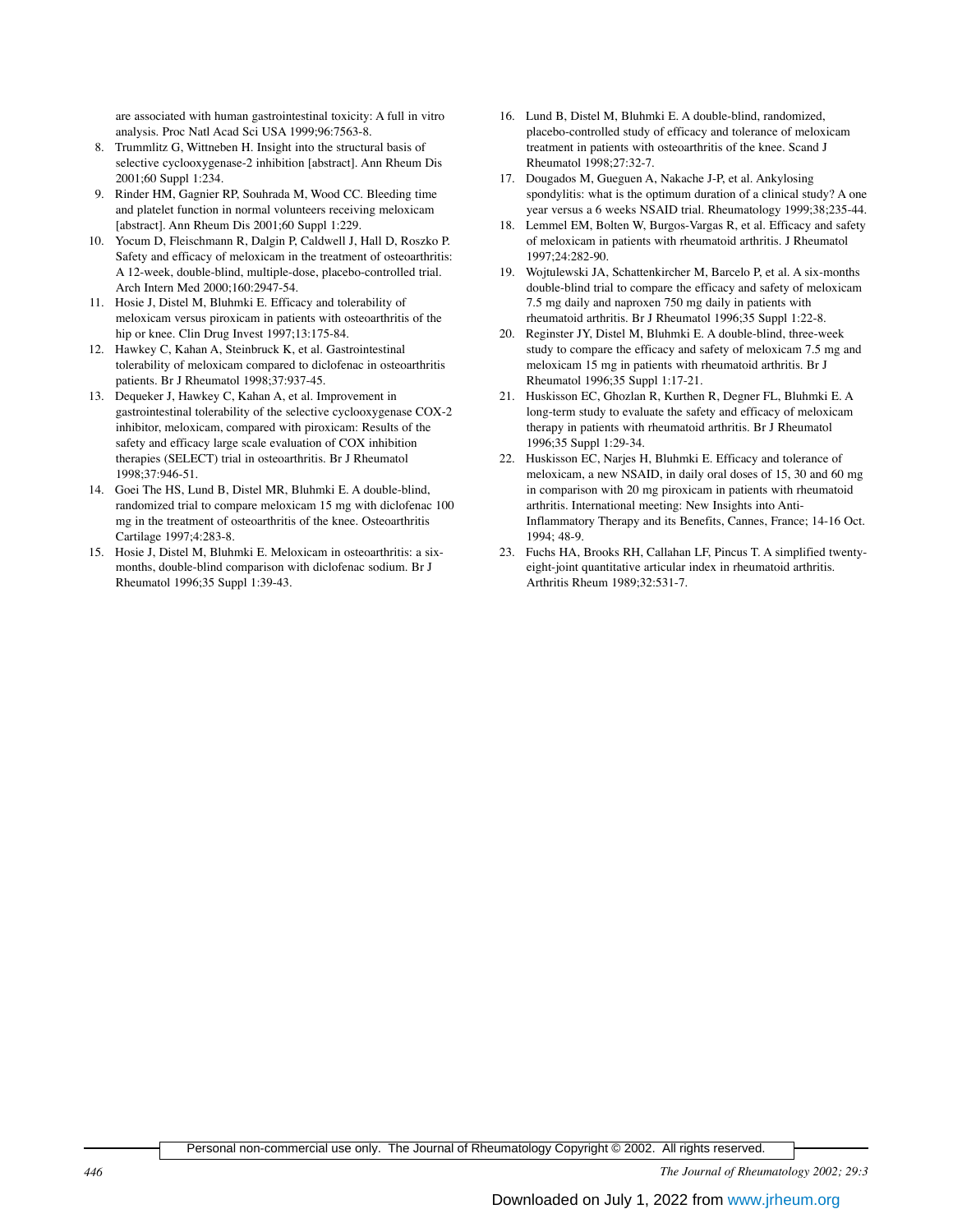are associated with human gastrointestinal toxicity: A full in vitro analysis. Proc Natl Acad Sci USA 1999;96:7563-8.

8. Trummlitz G, Wittneben H. Insight into the structural basis of selective cyclooxygenase-2 inhibition [abstract]. Ann Rheum Dis 2001;60 Suppl 1:234.
9. Rinder HM, Gagnier RP, Souhrada M, Wood CC. Bleeding time and platelet function in normal volunteers receiving meloxicam [abstract]. Ann Rheum Dis 2001;60 Suppl 1:229.
10. Yocum D, Fleischmann R, Dalgin P, Caldwell J, Hall D, Roszko P. Safety and efficacy of meloxicam in the treatment of osteoarthritis: A 12-week, double-blind, multiple-dose, placebo-controlled trial. Arch Intern Med 2000;160:2947-54.
11. Hosie J, Distel M, Bluhmki E. Efficacy and tolerability of meloxicam versus piroxicam in patients with osteoarthritis of the hip or knee. Clin Drug Invest 1997;13:175-84.
12. Hawkey C, Kahan A, Steinbruck K, et al. Gastrointestinal tolerability of meloxicam compared to diclofenac in osteoarthritis patients. Br J Rheumatol 1998;37:937-45.
13. Dequeker J, Hawkey C, Kahan A, et al. Improvement in gastrointestinal tolerability of the selective cyclooxygenase COX-2 inhibitor, meloxicam, compared with piroxicam: Results of the safety and efficacy large scale evaluation of COX inhibition therapies (SELECT) trial in osteoarthritis. Br J Rheumatol 1998;37:946-51.
14. Goei The HS, Lund B, Distel MR, Bluhmki E. A double-blind, randomized trial to compare meloxicam 15 mg with diclofenac 100 mg in the treatment of osteoarthritis of the knee. Osteoarthritis Cartilage 1997;4:283-8.
15. Hosie J, Distel M, Bluhmki E. Meloxicam in osteoarthritis: a six-months, double-blind comparison with diclofenac sodium. Br J Rheumatol 1996;35 Suppl 1:39-43.
16. Lund B, Distel M, Bluhmki E. A double-blind, randomized, placebo-controlled study of efficacy and tolerance of meloxicam treatment in patients with osteoarthritis of the knee. Scand J Rheumatol 1998;27:32-7.
17. Dougados M, Gueguen A, Nakache J-P, et al. Ankylosing spondylitis: what is the optimum duration of a clinical study? A one year versus a 6 weeks NSAID trial. Rheumatology 1999;38;235-44.
18. Lemmel EM, Bolten W, Burgos-Vargas R, et al. Efficacy and safety of meloxicam in patients with rheumatoid arthritis. J Rheumatol 1997;24:282-90.
19. Wojtulewski JA, Schattenkircher M, Barcelo P, et al. A six-months double-blind trial to compare the efficacy and safety of meloxicam 7.5 mg daily and naproxen 750 mg daily in patients with rheumatoid arthritis. Br J Rheumatol 1996;35 Suppl 1:22-8.
20. Reginster JY, Distel M, Bluhmki E. A double-blind, three-week study to compare the efficacy and safety of meloxicam 7.5 mg and meloxicam 15 mg in patients with rheumatoid arthritis. Br J Rheumatol 1996;35 Suppl 1:17-21.
21. Huskisson EC, Ghozlan R, Kurthen R, Degner FL, Bluhmki E. A long-term study to evaluate the safety and efficacy of meloxicam therapy in patients with rheumatoid arthritis. Br J Rheumatol 1996;35 Suppl 1:29-34.
22. Huskisson EC, Narjes H, Bluhmki E. Efficacy and tolerance of meloxicam, a new NSAID, in daily oral doses of 15, 30 and 60 mg in comparison with 20 mg piroxicam in patients with rheumatoid arthritis. International meeting: New Insights into Anti-Inflammatory Therapy and its Benefits, Cannes, France; 14-16 Oct. 1994; 48-9.
23. Fuchs HA, Brooks RH, Callahan LF, Pincus T. A simplified twenty-eight-joint quantitative articular index in rheumatoid arthritis. Arthritis Rheum 1989;32:531-7.